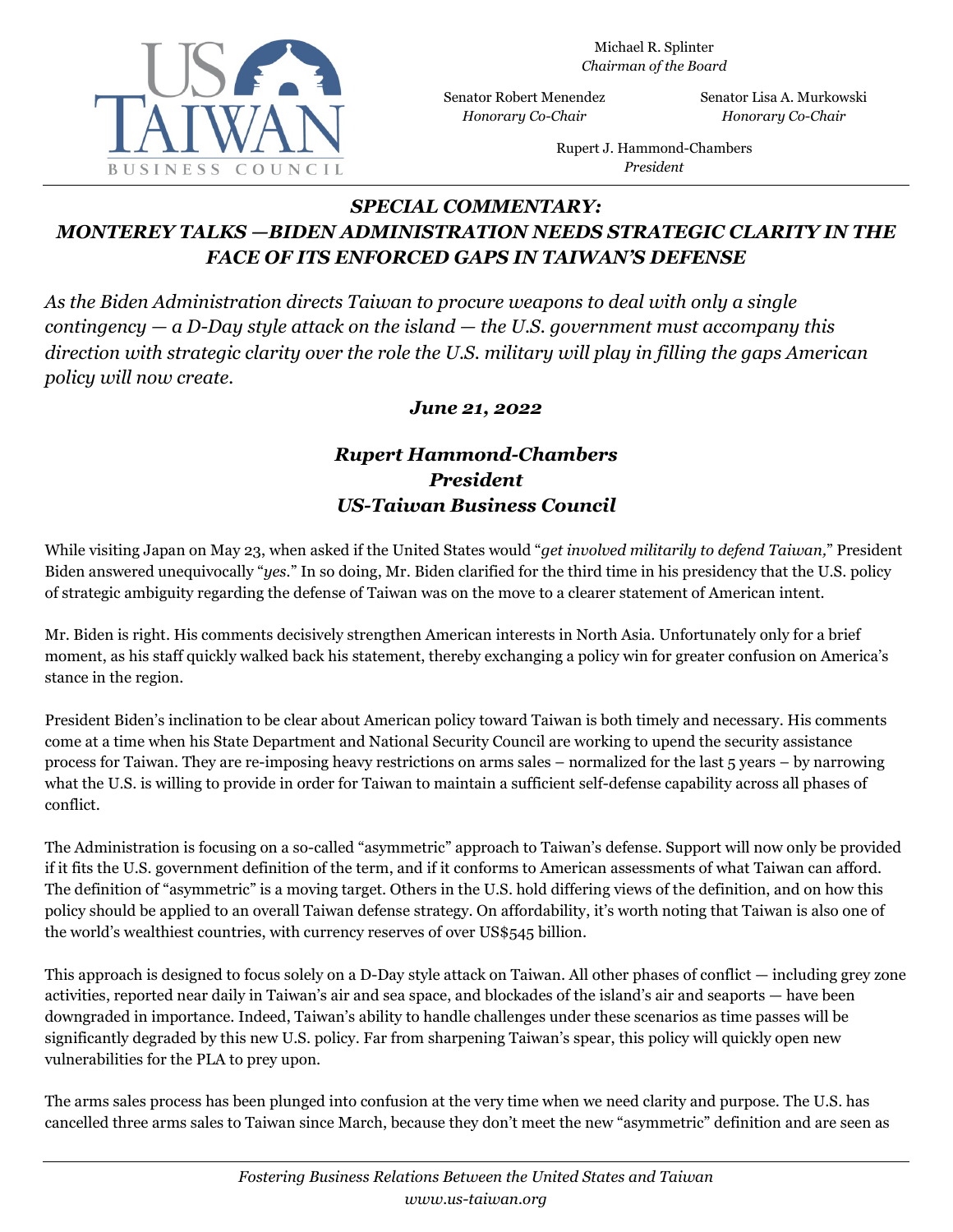Michael R. Splinter
*Chairman of the Board*

Senator Robert Menendez
*Honorary Co-Chair*

Senator Lisa A. Murkowski
*Honorary Co-Chair*

Rupert J. Hammond-Chambers
*President*

# *SPECIAL COMMENTARY: MONTEREY TALKS —BIDEN ADMINISTRATION NEEDS STRATEGIC CLARITY IN THE FACE OF ITS ENFORCED GAPS IN TAIWAN'S DEFENSE*

*As the Biden Administration directs Taiwan to procure weapons to deal with only a single contingency — a D-Day style attack on the island — the U.S. government must accompany this direction with strategic clarity over the role the U.S. military will play in filling the gaps American policy will now create.*

***June 21, 2022***

***Rupert Hammond-Chambers***
***President***
***US-Taiwan Business Council***

While visiting Japan on May 23, when asked if the United States would "*get involved militarily to defend Taiwan,*" President Biden answered unequivocally "*yes.*" In so doing, Mr. Biden clarified for the third time in his presidency that the U.S. policy of strategic ambiguity regarding the defense of Taiwan was on the move to a clearer statement of American intent.

Mr. Biden is right. His comments decisively strengthen American interests in North Asia. Unfortunately only for a brief moment, as his staff quickly walked back his statement, thereby exchanging a policy win for greater confusion on America's stance in the region.

President Biden's inclination to be clear about American policy toward Taiwan is both timely and necessary. His comments come at a time when his State Department and National Security Council are working to upend the security assistance process for Taiwan. They are re-imposing heavy restrictions on arms sales – normalized for the last 5 years – by narrowing what the U.S. is willing to provide in order for Taiwan to maintain a sufficient self-defense capability across all phases of conflict.

The Administration is focusing on a so-called "asymmetric" approach to Taiwan's defense. Support will now only be provided if it fits the U.S. government definition of the term, and if it conforms to American assessments of what Taiwan can afford. The definition of "asymmetric" is a moving target. Others in the U.S. hold differing views of the definition, and on how this policy should be applied to an overall Taiwan defense strategy. On affordability, it's worth noting that Taiwan is also one of the world's wealthiest countries, with currency reserves of over US$545 billion.

This approach is designed to focus solely on a D-Day style attack on Taiwan. All other phases of conflict — including grey zone activities, reported near daily in Taiwan's air and sea space, and blockades of the island's air and seaports — have been downgraded in importance. Indeed, Taiwan's ability to handle challenges under these scenarios as time passes will be significantly degraded by this new U.S. policy. Far from sharpening Taiwan's spear, this policy will quickly open new vulnerabilities for the PLA to prey upon.

The arms sales process has been plunged into confusion at the very time when we need clarity and purpose. The U.S. has cancelled three arms sales to Taiwan since March, because they don't meet the new "asymmetric" definition and are seen as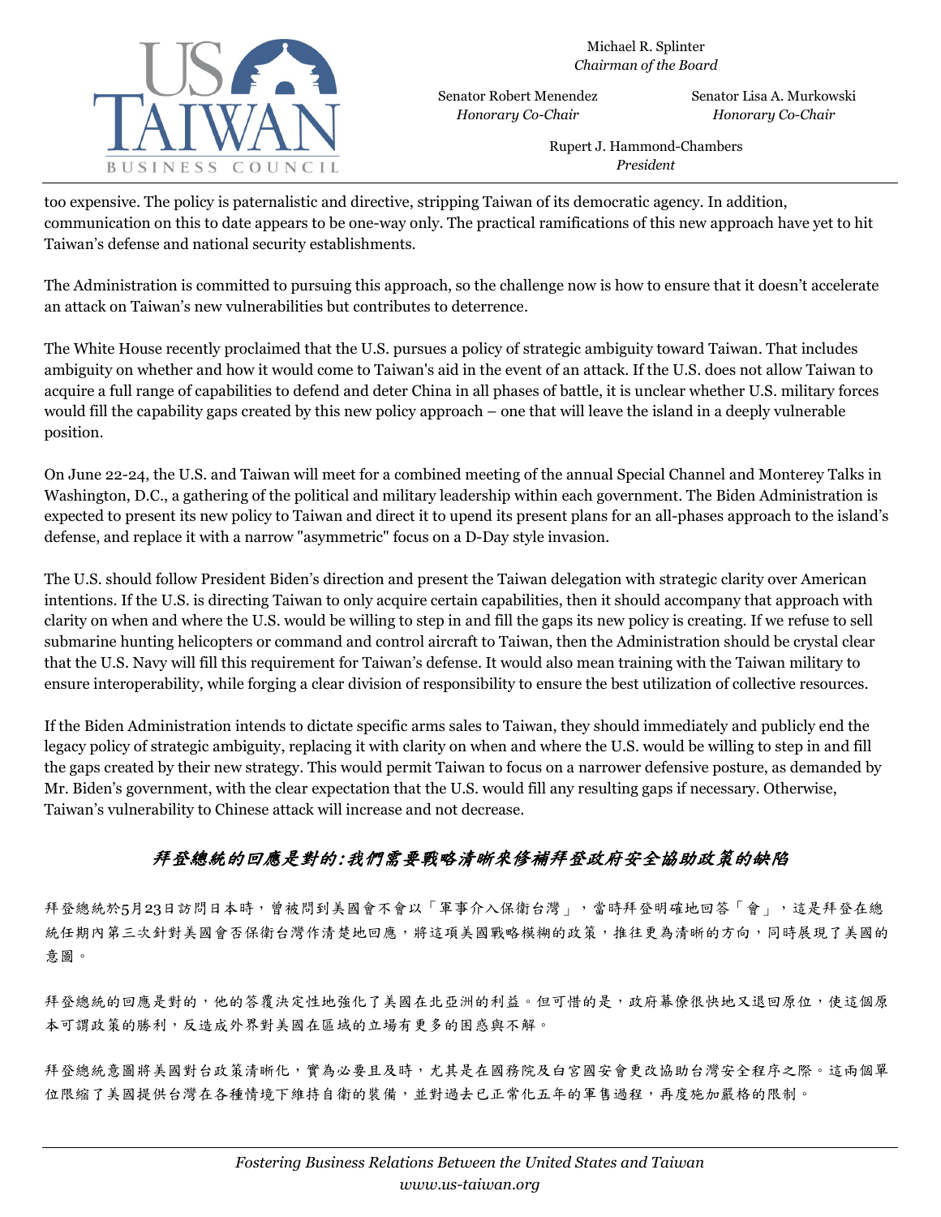too expensive. The policy is paternalistic and directive, stripping Taiwan of its democratic agency. In addition, communication on this to date appears to be one-way only. The practical ramifications of this new approach have yet to hit Taiwan's defense and national security establishments.

The Administration is committed to pursuing this approach, so the challenge now is how to ensure that it doesn't accelerate an attack on Taiwan's new vulnerabilities but contributes to deterrence.

The White House recently proclaimed that the U.S. pursues a policy of strategic ambiguity toward Taiwan. That includes ambiguity on whether and how it would come to Taiwan's aid in the event of an attack. If the U.S. does not allow Taiwan to acquire a full range of capabilities to defend and deter China in all phases of battle, it is unclear whether U.S. military forces would fill the capability gaps created by this new policy approach – one that will leave the island in a deeply vulnerable position.

On June 22-24, the U.S. and Taiwan will meet for a combined meeting of the annual Special Channel and Monterey Talks in Washington, D.C., a gathering of the political and military leadership within each government. The Biden Administration is expected to present its new policy to Taiwan and direct it to upend its present plans for an all-phases approach to the island's defense, and replace it with a narrow "asymmetric" focus on a D-Day style invasion.

The U.S. should follow President Biden's direction and present the Taiwan delegation with strategic clarity over American intentions. If the U.S. is directing Taiwan to only acquire certain capabilities, then it should accompany that approach with clarity on when and where the U.S. would be willing to step in and fill the gaps its new policy is creating. If we refuse to sell submarine hunting helicopters or command and control aircraft to Taiwan, then the Administration should be crystal clear that the U.S. Navy will fill this requirement for Taiwan's defense. It would also mean training with the Taiwan military to ensure interoperability, while forging a clear division of responsibility to ensure the best utilization of collective resources.

If the Biden Administration intends to dictate specific arms sales to Taiwan, they should immediately and publicly end the legacy policy of strategic ambiguity, replacing it with clarity on when and where the U.S. would be willing to step in and fill the gaps created by their new strategy. This would permit Taiwan to focus on a narrower defensive posture, as demanded by Mr. Biden's government, with the clear expectation that the U.S. would fill any resulting gaps if necessary. Otherwise, Taiwan's vulnerability to Chinese attack will increase and not decrease.

## *拜登總統的回應是對的:我們需要戰略清晰來修補拜登政府安全協助政策的缺陷*

拜登總統於5月23日訪問日本時，曾被問到美國會不會以「軍事介入保衛台灣」，當時拜登明確地回答「會」，這是拜登在總統任期內第三次針對美國會否保衛台灣作清楚地回應，將這項美國戰略模糊的政策，推往更為清晰的方向，同時展現了美國的意圖。

拜登總統的回應是對的，他的答覆決定性地強化了美國在北亞洲的利益。但可惜的是，政府幕僚很快地又退回原位，使這個原本可謂政策的勝利，反造成外界對美國在區域的立場有更多的困惑與不解。

拜登總統意圖將美國對台政策清晰化，實為必要且及時，尤其是在國務院及白宮國安會更改協助台灣安全程序之際。這兩個單位限縮了美國提供台灣在各種情境下維持自衛的裝備，並對過去已正常化五年的軍售過程，再度施加嚴格的限制。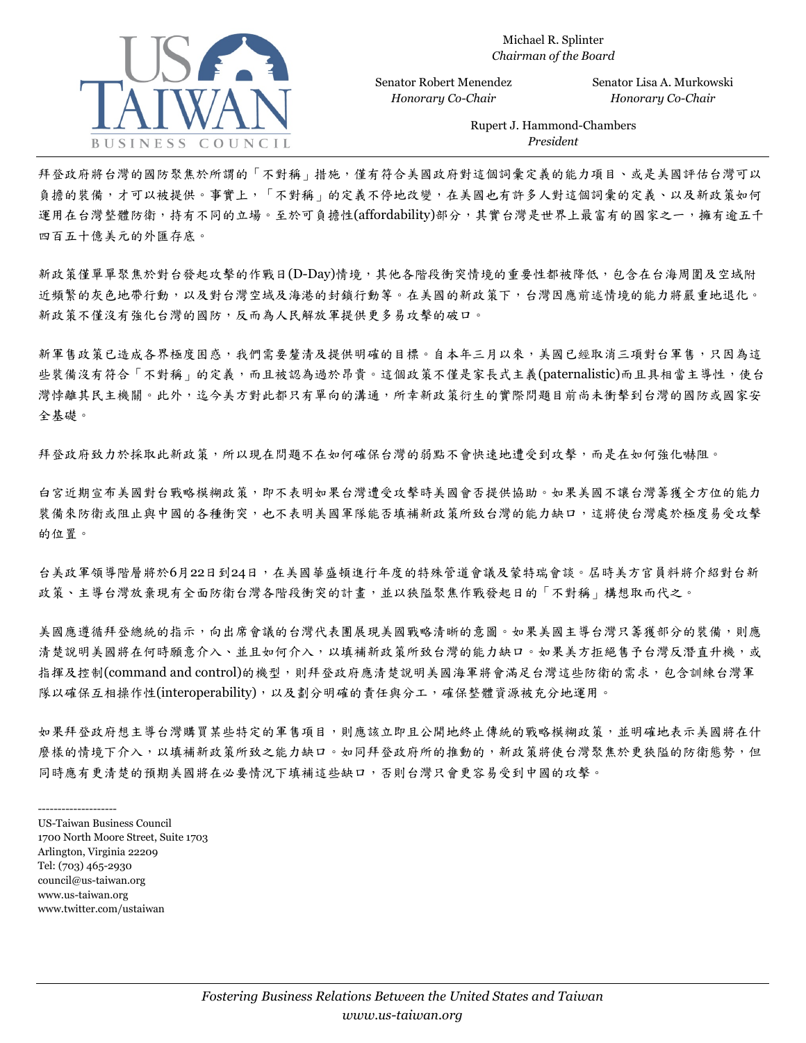拜登政府將台灣的國防聚焦於所謂的「不對稱」措施，僅有符合美國政府對這個詞彙定義的能力項目、或是美國評估台灣可以負擔的裝備，才可以被提供。事實上，「不對稱」的定義不停地改變，在美國也有許多人對這個詞彙的定義、以及新政策如何運用在台灣整體防衛，持有不同的立場。至於可負擔性(affordability)部分，其實台灣是世界上最富有的國家之一，擁有逾五千四百五十億美元的外匯存底。

新政策僅單單聚焦於對台發起攻擊的作戰日(D-Day)情境，其他各階段衝突情境的重要性都被降低，包含在台海周圍及空域附近頻繁的灰色地帶行動，以及對台灣空域及海港的封鎖行動等。在美國的新政策下，台灣因應前述情境的能力將嚴重地退化。新政策不僅沒有強化台灣的國防，反而為人民解放軍提供更多易攻擊的破口。

新軍售政策已造成各界極度困惑，我們需要釐清及提供明確的目標。自本年三月以來，美國已經取消三項對台軍售，只因為這些裝備沒有符合「不對稱」的定義，而且被認為過於昂貴。這個政策不僅是家長式主義(paternalistic)而且具相當主導性，使台灣悖離其民主機關。此外，迄今美方對此都只有單向的溝通，所幸新政策衍生的實際問題目前尚未衝擊到台灣的國防或國家安全基礎。

拜登政府致力於採取此新政策，所以現在問題不在如何確保台灣的弱點不會快速地遭受到攻擊，而是在如何強化嚇阻。

白宮近期宣布美國對台戰略模糊政策，即不表明如果台灣遭受攻擊時美國會否提供協助。如果美國不讓台灣籌獲全方位的能力裝備來防衛或阻止與中國的各種衝突，也不表明美國軍隊能否填補新政策所致台灣的能力缺口，這將使台灣處於極度易受攻擊的位置。

台美政軍領導階層將於6月22日到24日，在美國華盛頓進行年度的特殊管道會議及蒙特瑞會談。屆時美方官員料將介紹對台新政策、主導台灣放棄現有全面防衛台灣各階段衝突的計畫，並以狹隘聚焦作戰發起日的「不對稱」構想取而代之。

美國應遵循拜登總統的指示，向出席會議的台灣代表團展現美國戰略清晰的意圖。如果美國主導台灣只籌獲部分的裝備，則應清楚說明美國將在何時願意介入、並且如何介入，以填補新政策所致台灣的能力缺口。如果美方拒絕售予台灣反潛直升機，或指揮及控制(command and control)的機型，則拜登政府應清楚說明美國海軍將會滿足台灣這些防衛的需求，包含訓練台灣軍隊以確保互相操作性(interoperability)，以及劃分明確的責任與分工，確保整體資源被充分地運用。

如果拜登政府想主導台灣購買某些特定的軍售項目，則應該立即且公開地終止傳統的戰略模糊政策，並明確地表示美國將在什麼樣的情境下介入，以填補新政策所致之能力缺口。如同拜登政府所的推動的，新政策將使台灣聚焦於更狹隘的防衛態勢，但同時應有更清楚的預期美國將在必要情況下填補這些缺口，否則台灣只會更容易受到中國的攻擊。

--------------------

US-Taiwan Business Council
1700 North Moore Street, Suite 1703
Arlington, Virginia 22209
Tel: (703) 465-2930
council@us-taiwan.org
www.us-taiwan.org
www.twitter.com/ustaiwan